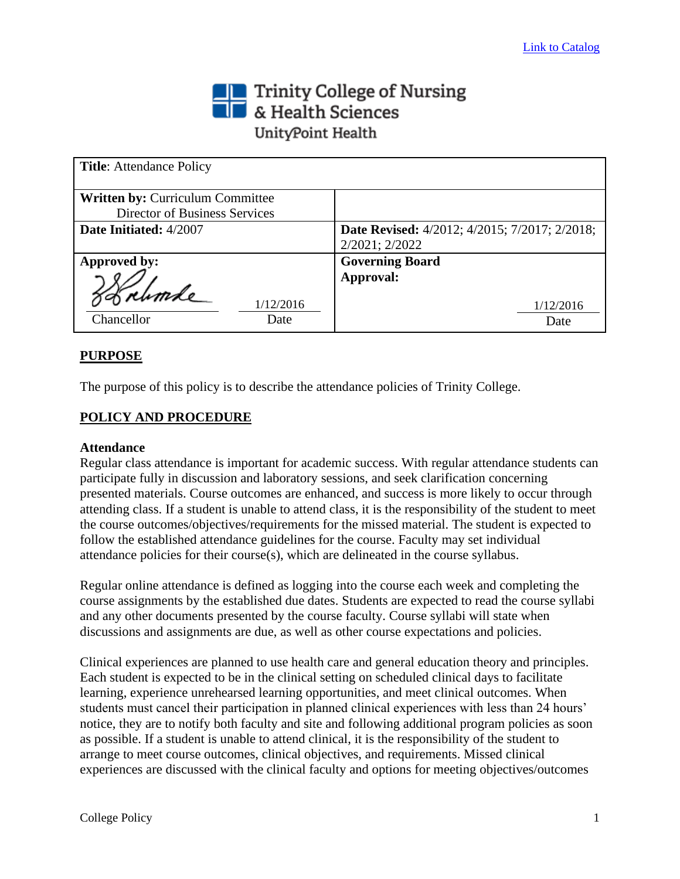[Link to Catalog]

**Trinity College of Nursing & Health Sciences**
UnityPoint Health

| **Title**: Attendance Policy | |
|---|---|
| **Written by:** Curriculum Committee<br>Director of Business Services | |
| **Date Initiated:** 4/2007 | **Date Revised:** 4/2012; 4/2015; 7/2017; 2/2018; 2/2021; 2/2022 |
| **Approved by:**<br>Chancellor — Date: 1/12/2016 | **Governing Board Approval:**<br>Date: 1/12/2016 |

## PURPOSE

The purpose of this policy is to describe the attendance policies of Trinity College.

## POLICY AND PROCEDURE

### Attendance

Regular class attendance is important for academic success. With regular attendance students can participate fully in discussion and laboratory sessions, and seek clarification concerning presented materials. Course outcomes are enhanced, and success is more likely to occur through attending class. If a student is unable to attend class, it is the responsibility of the student to meet the course outcomes/objectives/requirements for the missed material. The student is expected to follow the established attendance guidelines for the course. Faculty may set individual attendance policies for their course(s), which are delineated in the course syllabus.

Regular online attendance is defined as logging into the course each week and completing the course assignments by the established due dates. Students are expected to read the course syllabi and any other documents presented by the course faculty. Course syllabi will state when discussions and assignments are due, as well as other course expectations and policies.

Clinical experiences are planned to use health care and general education theory and principles. Each student is expected to be in the clinical setting on scheduled clinical days to facilitate learning, experience unrehearsed learning opportunities, and meet clinical outcomes. When students must cancel their participation in planned clinical experiences with less than 24 hours' notice, they are to notify both faculty and site and following additional program policies as soon as possible. If a student is unable to attend clinical, it is the responsibility of the student to arrange to meet course outcomes, clinical objectives, and requirements. Missed clinical experiences are discussed with the clinical faculty and options for meeting objectives/outcomes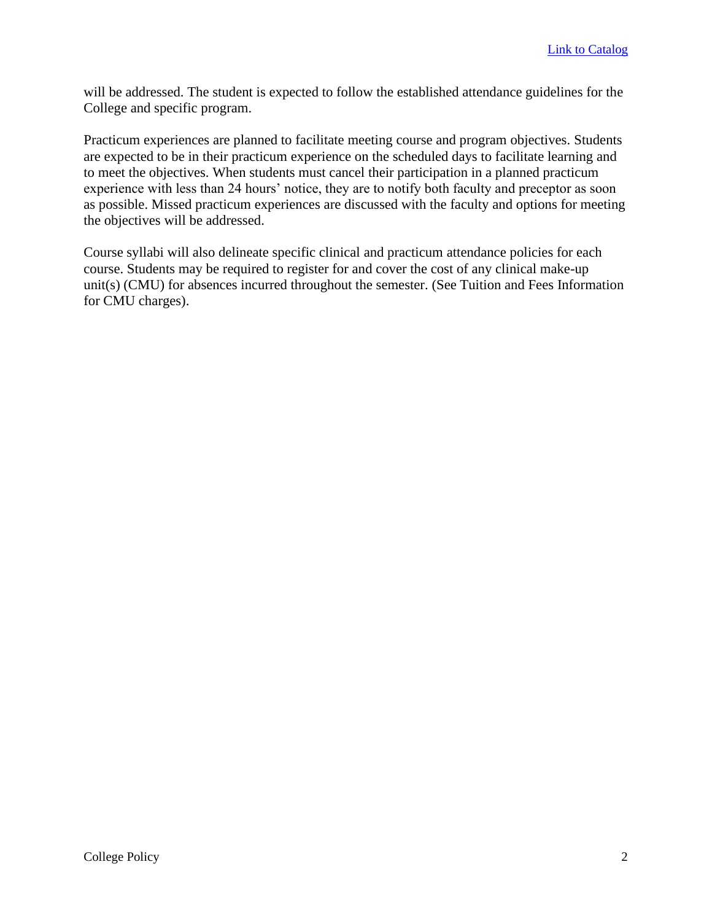will be addressed. The student is expected to follow the established attendance guidelines for the College and specific program.

Practicum experiences are planned to facilitate meeting course and program objectives. Students are expected to be in their practicum experience on the scheduled days to facilitate learning and to meet the objectives. When students must cancel their participation in a planned practicum experience with less than 24 hours' notice, they are to notify both faculty and preceptor as soon as possible. Missed practicum experiences are discussed with the faculty and options for meeting the objectives will be addressed.

Course syllabi will also delineate specific clinical and practicum attendance policies for each course. Students may be required to register for and cover the cost of any clinical make-up unit(s) (CMU) for absences incurred throughout the semester. (See Tuition and Fees Information for CMU charges).